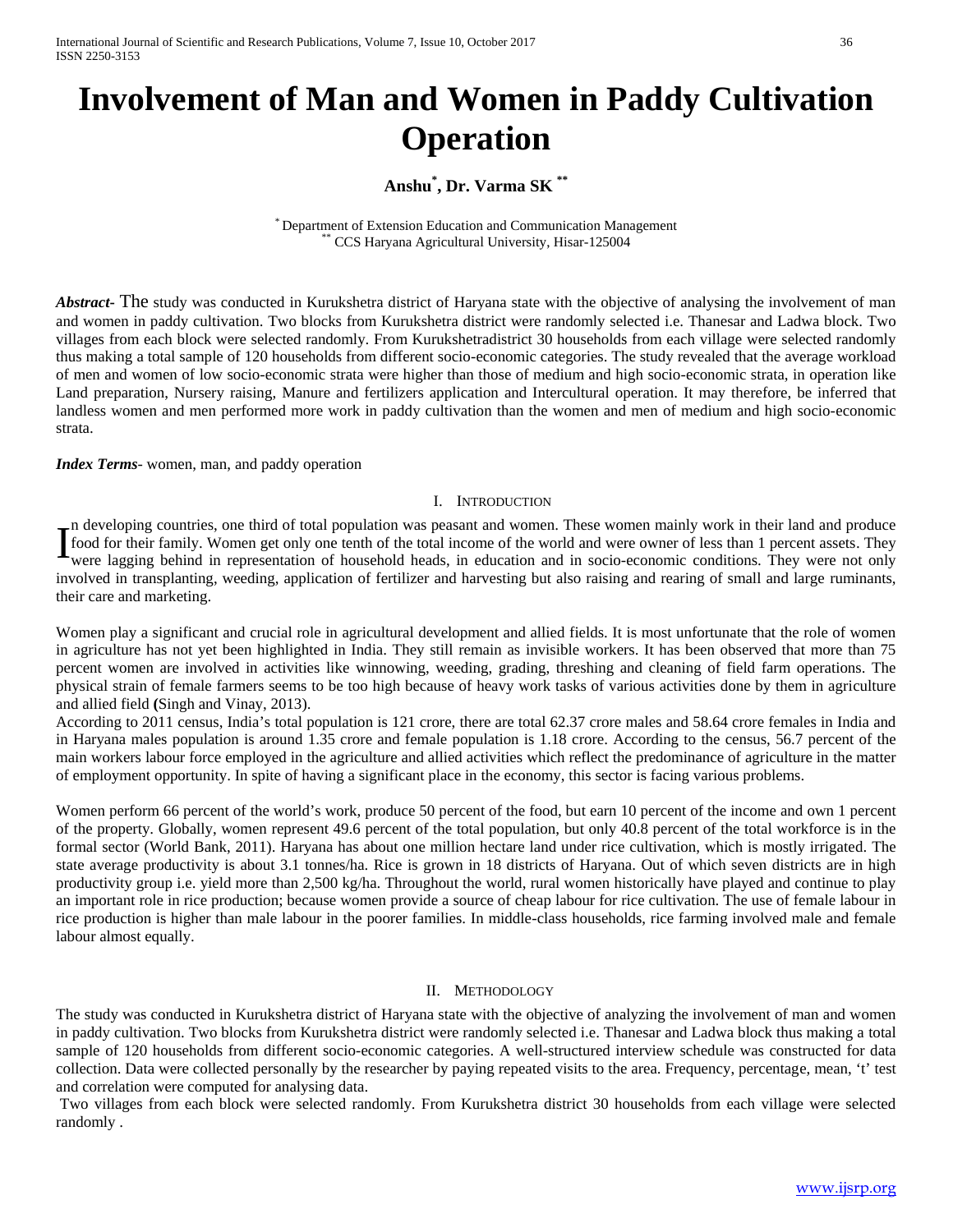# Involvement of Man and Women in Paddy Cultivation Operation

**Anshu[*], Dr. Varma SK [**]**

[*] Department of Extension Education and Communication Management
[**] CCS Haryana Agricultural University, Hisar-125004

***Abstract***- The study was conducted in Kurukshetra district of Haryana state with the objective of analysing the involvement of man and women in paddy cultivation. Two blocks from Kurukshetra district were randomly selected i.e. Thanesar and Ladwa block. Two villages from each block were selected randomly. From Kurukshetradistrict 30 households from each village were selected randomly thus making a total sample of 120 households from different socio-economic categories. The study revealed that the average workload of men and women of low socio-economic strata were higher than those of medium and high socio-economic strata, in operation like Land preparation, Nursery raising, Manure and fertilizers application and Intercultural operation. It may therefore, be inferred that landless women and men performed more work in paddy cultivation than the women and men of medium and high socio-economic strata.

***Index Terms***- women, man, and paddy operation

## I. Introduction

In developing countries, one third of total population was peasant and women. These women mainly work in their land and produce food for their family. Women get only one tenth of the total income of the world and were owner of less than 1 percent assets. They were lagging behind in representation of household heads, in education and in socio-economic conditions. They were not only involved in transplanting, weeding, application of fertilizer and harvesting but also raising and rearing of small and large ruminants, their care and marketing.

Women play a significant and crucial role in agricultural development and allied fields. It is most unfortunate that the role of women in agriculture has not yet been highlighted in India. They still remain as invisible workers. It has been observed that more than 75 percent women are involved in activities like winnowing, weeding, grading, threshing and cleaning of field farm operations. The physical strain of female farmers seems to be too high because of heavy work tasks of various activities done by them in agriculture and allied field **(**Singh and Vinay, 2013).

According to 2011 census, India's total population is 121 crore, there are total 62.37 crore males and 58.64 crore females in India and in Haryana males population is around 1.35 crore and female population is 1.18 crore. According to the census, 56.7 percent of the main workers labour force employed in the agriculture and allied activities which reflect the predominance of agriculture in the matter of employment opportunity. In spite of having a significant place in the economy, this sector is facing various problems.

Women perform 66 percent of the world's work, produce 50 percent of the food, but earn 10 percent of the income and own 1 percent of the property. Globally, women represent 49.6 percent of the total population, but only 40.8 percent of the total workforce is in the formal sector (World Bank, 2011). Haryana has about one million hectare land under rice cultivation, which is mostly irrigated. The state average productivity is about 3.1 tonnes/ha. Rice is grown in 18 districts of Haryana. Out of which seven districts are in high productivity group i.e. yield more than 2,500 kg/ha. Throughout the world, rural women historically have played and continue to play an important role in rice production; because women provide a source of cheap labour for rice cultivation. The use of female labour in rice production is higher than male labour in the poorer families. In middle-class households, rice farming involved male and female labour almost equally.

## II. Methodology

The study was conducted in Kurukshetra district of Haryana state with the objective of analyzing the involvement of man and women in paddy cultivation. Two blocks from Kurukshetra district were randomly selected i.e. Thanesar and Ladwa block thus making a total sample of 120 households from different socio-economic categories. A well-structured interview schedule was constructed for data collection. Data were collected personally by the researcher by paying repeated visits to the area. Frequency, percentage, mean, 't' test and correlation were computed for analysing data.

Two villages from each block were selected randomly. From Kurukshetra district 30 households from each village were selected randomly .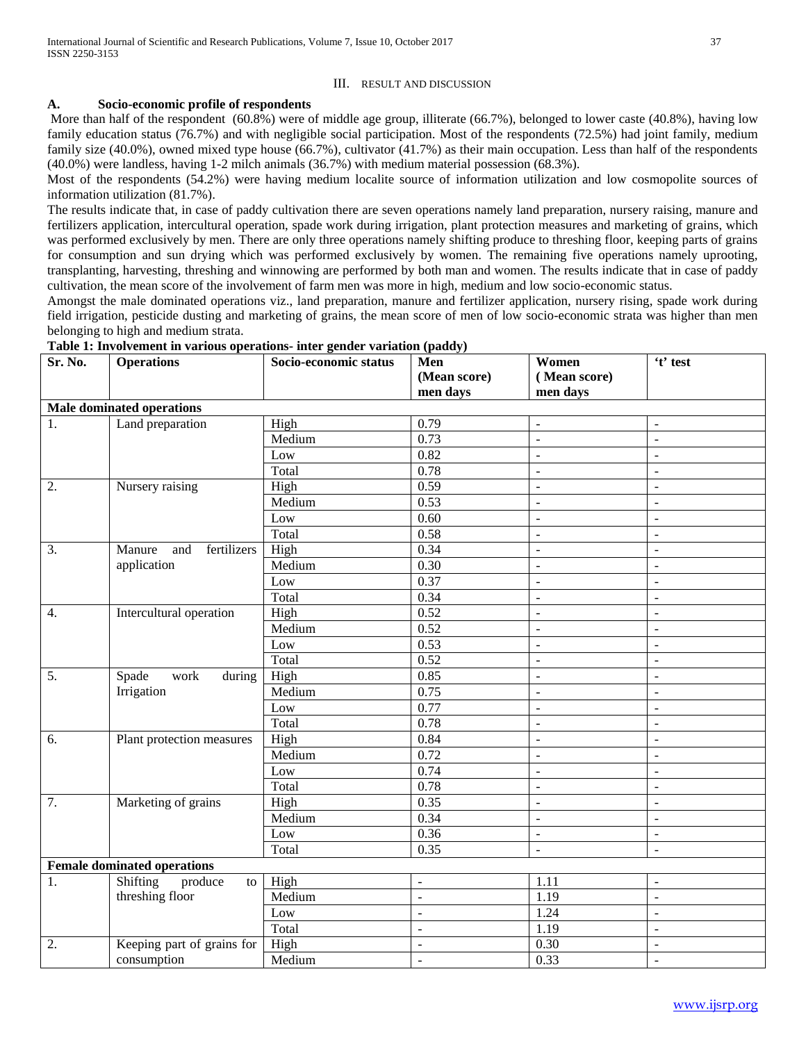### III. RESULT AND DISCUSSION

#### A. Socio-economic profile of respondents

More than half of the respondent (60.8%) were of middle age group, illiterate (66.7%), belonged to lower caste (40.8%), having low family education status (76.7%) and with negligible social participation. Most of the respondents (72.5%) had joint family, medium family size (40.0%), owned mixed type house (66.7%), cultivator (41.7%) as their main occupation. Less than half of the respondents (40.0%) were landless, having 1-2 milch animals (36.7%) with medium material possession (68.3%).

Most of the respondents (54.2%) were having medium localite source of information utilization and low cosmopolite sources of information utilization (81.7%).

The results indicate that, in case of paddy cultivation there are seven operations namely land preparation, nursery raising, manure and fertilizers application, intercultural operation, spade work during irrigation, plant protection measures and marketing of grains, which was performed exclusively by men. There are only three operations namely shifting produce to threshing floor, keeping parts of grains for consumption and sun drying which was performed exclusively by women. The remaining five operations namely uprooting, transplanting, harvesting, threshing and winnowing are performed by both man and women. The results indicate that in case of paddy cultivation, the mean score of the involvement of farm men was more in high, medium and low socio-economic status.

Amongst the male dominated operations viz., land preparation, manure and fertilizer application, nursery rising, spade work during field irrigation, pesticide dusting and marketing of grains, the mean score of men of low socio-economic strata was higher than men belonging to high and medium strata.

**Table 1: Involvement in various operations- inter gender variation (paddy)**

| Sr. No. | Operations | Socio-economic status | Men (Mean score) men days | Women ( Mean score) men days | 't' test |
|---|---|---|---|---|---|
| **Male dominated operations** | | | | | |
| 1. | Land preparation | High | 0.79 | - | - |
| | | Medium | 0.73 | - | - |
| | | Low | 0.82 | - | - |
| | | Total | 0.78 | - | - |
| 2. | Nursery raising | High | 0.59 | - | - |
| | | Medium | 0.53 | - | - |
| | | Low | 0.60 | - | - |
| | | Total | 0.58 | - | - |
| 3. | Manure and fertilizers application | High | 0.34 | - | - |
| | | Medium | 0.30 | - | - |
| | | Low | 0.37 | - | - |
| | | Total | 0.34 | - | - |
| 4. | Intercultural operation | High | 0.52 | - | - |
| | | Medium | 0.52 | - | - |
| | | Low | 0.53 | - | - |
| | | Total | 0.52 | - | - |
| 5. | Spade work during Irrigation | High | 0.85 | - | - |
| | | Medium | 0.75 | - | - |
| | | Low | 0.77 | - | - |
| | | Total | 0.78 | - | - |
| 6. | Plant protection measures | High | 0.84 | - | - |
| | | Medium | 0.72 | - | - |
| | | Low | 0.74 | - | - |
| | | Total | 0.78 | - | - |
| 7. | Marketing of grains | High | 0.35 | - | - |
| | | Medium | 0.34 | - | - |
| | | Low | 0.36 | - | - |
| | | Total | 0.35 | - | - |
| **Female dominated operations** | | | | | |
| 1. | Shifting produce to threshing floor | High | - | 1.11 | - |
| | | Medium | - | 1.19 | - |
| | | Low | - | 1.24 | - |
| | | Total | - | 1.19 | - |
| 2. | Keeping part of grains for consumption | High | - | 0.30 | - |
| | | Medium | - | 0.33 | - |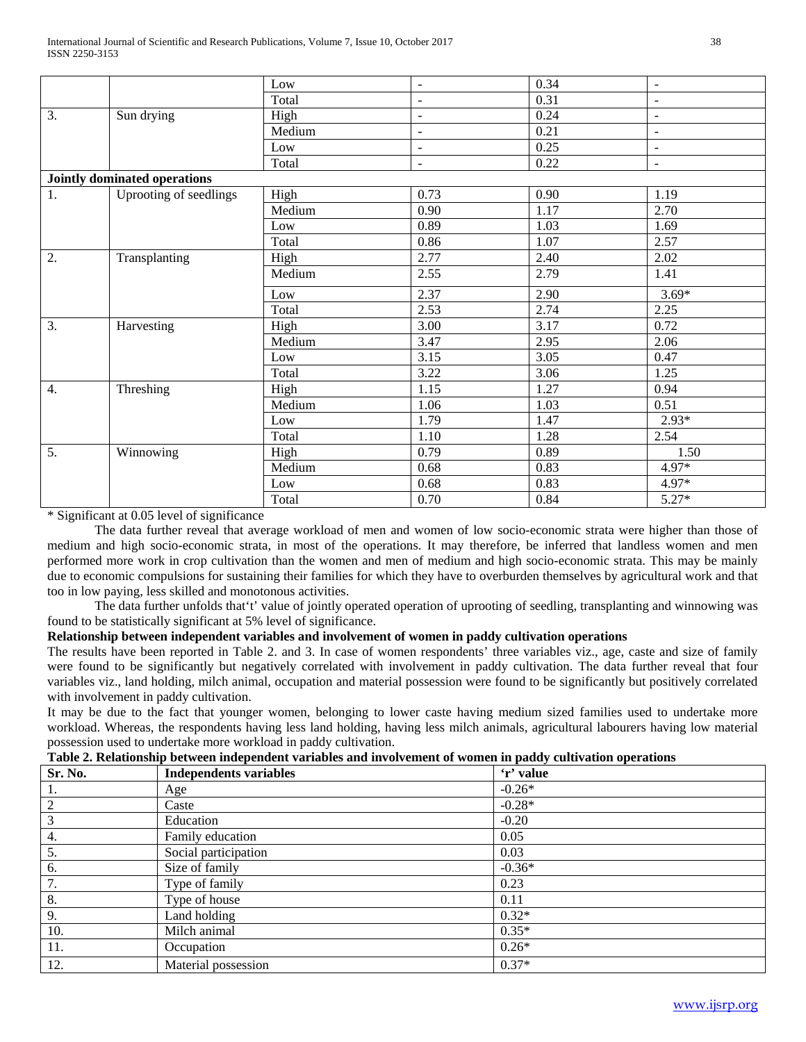|  |  | Low | - | 0.34 | - |
|---|---|---|---|---|---|
|  |  | Total | - | 0.31 | - |
| 3. | Sun drying | High | - | 0.24 | - |
|  |  | Medium | - | 0.21 | - |
|  |  | Low | - | 0.25 | - |
|  |  | Total | - | 0.22 | - |
| **Jointly dominated operations** |  |  |  |  |  |
| 1. | Uprooting of seedlings | High | 0.73 | 0.90 | 1.19 |
|  |  | Medium | 0.90 | 1.17 | 2.70 |
|  |  | Low | 0.89 | 1.03 | 1.69 |
|  |  | Total | 0.86 | 1.07 | 2.57 |
| 2. | Transplanting | High | 2.77 | 2.40 | 2.02 |
|  |  | Medium | 2.55 | 2.79 | 1.41 |
|  |  | Low | 2.37 | 2.90 | 3.69* |
|  |  | Total | 2.53 | 2.74 | 2.25 |
| 3. | Harvesting | High | 3.00 | 3.17 | 0.72 |
|  |  | Medium | 3.47 | 2.95 | 2.06 |
|  |  | Low | 3.15 | 3.05 | 0.47 |
|  |  | Total | 3.22 | 3.06 | 1.25 |
| 4. | Threshing | High | 1.15 | 1.27 | 0.94 |
|  |  | Medium | 1.06 | 1.03 | 0.51 |
|  |  | Low | 1.79 | 1.47 | 2.93* |
|  |  | Total | 1.10 | 1.28 | 2.54 |
| 5. | Winnowing | High | 0.79 | 0.89 | 1.50 |
|  |  | Medium | 0.68 | 0.83 | 4.97* |
|  |  | Low | 0.68 | 0.83 | 4.97* |
|  |  | Total | 0.70 | 0.84 | 5.27* |

* Significant at 0.05 level of significance

The data further reveal that average workload of men and women of low socio-economic strata were higher than those of medium and high socio-economic strata, in most of the operations. It may therefore, be inferred that landless women and men performed more work in crop cultivation than the women and men of medium and high socio-economic strata. This may be mainly due to economic compulsions for sustaining their families for which they have to overburden themselves by agricultural work and that too in low paying, less skilled and monotonous activities.

The data further unfolds that't' value of jointly operated operation of uprooting of seedling, transplanting and winnowing was found to be statistically significant at 5% level of significance.

**Relationship between independent variables and involvement of women in paddy cultivation operations**

The results have been reported in Table 2. and 3. In case of women respondents' three variables viz., age, caste and size of family were found to be significantly but negatively correlated with involvement in paddy cultivation. The data further reveal that four variables viz., land holding, milch animal, occupation and material possession were found to be significantly but positively correlated with involvement in paddy cultivation.

It may be due to the fact that younger women, belonging to lower caste having medium sized families used to undertake more workload. Whereas, the respondents having less land holding, having less milch animals, agricultural labourers having low material possession used to undertake more workload in paddy cultivation.

**Table 2. Relationship between independent variables and involvement of women in paddy cultivation operations**

| Sr. No. | Independents variables | 'r' value |
|---|---|---|
| 1. | Age | -0.26* |
| 2 | Caste | -0.28* |
| 3 | Education | -0.20 |
| 4. | Family education | 0.05 |
| 5. | Social participation | 0.03 |
| 6. | Size of family | -0.36* |
| 7. | Type of family | 0.23 |
| 8. | Type of house | 0.11 |
| 9. | Land holding | 0.32* |
| 10. | Milch animal | 0.35* |
| 11. | Occupation | 0.26* |
| 12. | Material possession | 0.37* |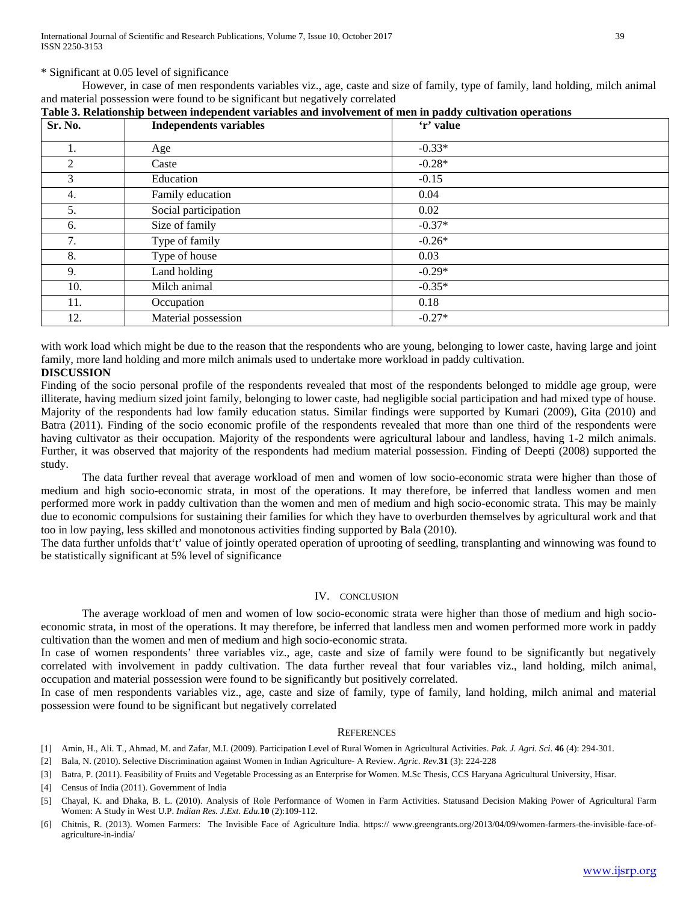\* Significant at 0.05 level of significance

However, in case of men respondents variables viz., age, caste and size of family, type of family, land holding, milch animal and material possession were found to be significant but negatively correlated

**Table 3. Relationship between independent variables and involvement of men in paddy cultivation operations**

| Sr. No. | Independents variables | 'r' value |
|---|---|---|
| 1. | Age | -0.33* |
| 2 | Caste | -0.28* |
| 3 | Education | -0.15 |
| 4. | Family education | 0.04 |
| 5. | Social participation | 0.02 |
| 6. | Size of family | -0.37* |
| 7. | Type of family | -0.26* |
| 8. | Type of house | 0.03 |
| 9. | Land holding | -0.29* |
| 10. | Milch animal | -0.35* |
| 11. | Occupation | 0.18 |
| 12. | Material possession | -0.27* |

with work load which might be due to the reason that the respondents who are young, belonging to lower caste, having large and joint family, more land holding and more milch animals used to undertake more workload in paddy cultivation.

**DISCUSSION**

Finding of the socio personal profile of the respondents revealed that most of the respondents belonged to middle age group, were illiterate, having medium sized joint family, belonging to lower caste, had negligible social participation and had mixed type of house. Majority of the respondents had low family education status. Similar findings were supported by Kumari (2009), Gita (2010) and Batra (2011). Finding of the socio economic profile of the respondents revealed that more than one third of the respondents were having cultivator as their occupation. Majority of the respondents were agricultural labour and landless, having 1-2 milch animals. Further, it was observed that majority of the respondents had medium material possession. Finding of Deepti (2008) supported the study.

The data further reveal that average workload of men and women of low socio-economic strata were higher than those of medium and high socio-economic strata, in most of the operations. It may therefore, be inferred that landless women and men performed more work in paddy cultivation than the women and men of medium and high socio-economic strata. This may be mainly due to economic compulsions for sustaining their families for which they have to overburden themselves by agricultural work and that too in low paying, less skilled and monotonous activities finding supported by Bala (2010).

The data further unfolds that't' value of jointly operated operation of uprooting of seedling, transplanting and winnowing was found to be statistically significant at 5% level of significance

## IV. CONCLUSION

The average workload of men and women of low socio-economic strata were higher than those of medium and high socio-economic strata, in most of the operations. It may therefore, be inferred that landless men and women performed more work in paddy cultivation than the women and men of medium and high socio-economic strata.

In case of women respondents' three variables viz., age, caste and size of family were found to be significantly but negatively correlated with involvement in paddy cultivation. The data further reveal that four variables viz., land holding, milch animal, occupation and material possession were found to be significantly but positively correlated.

In case of men respondents variables viz., age, caste and size of family, type of family, land holding, milch animal and material possession were found to be significant but negatively correlated

## REFERENCES

[1] Amin, H., Ali. T., Ahmad, M. and Zafar, M.I. (2009). Participation Level of Rural Women in Agricultural Activities. *Pak. J. Agri. Sci*. **46** (4): 294-301.

[2] Bala, N. (2010). Selective Discrimination against Women in Indian Agriculture- A Review. *Agric. Rev.***31** (3): 224-228

[3] Batra, P. (2011). Feasibility of Fruits and Vegetable Processing as an Enterprise for Women. M.Sc Thesis, CCS Haryana Agricultural University, Hisar.

[4] Census of India (2011). Government of India

[5] Chayal, K. and Dhaka, B. L. (2010). Analysis of Role Performance of Women in Farm Activities. Statusand Decision Making Power of Agricultural Farm Women: A Study in West U.P. *Indian Res. J.Ext. Edu.***10** (2):109-112.

[6] Chitnis, R. (2013). Women Farmers: The Invisible Face of Agriculture India. https:// www.greengrants.org/2013/04/09/women-farmers-the-invisible-face-of-agriculture-in-india/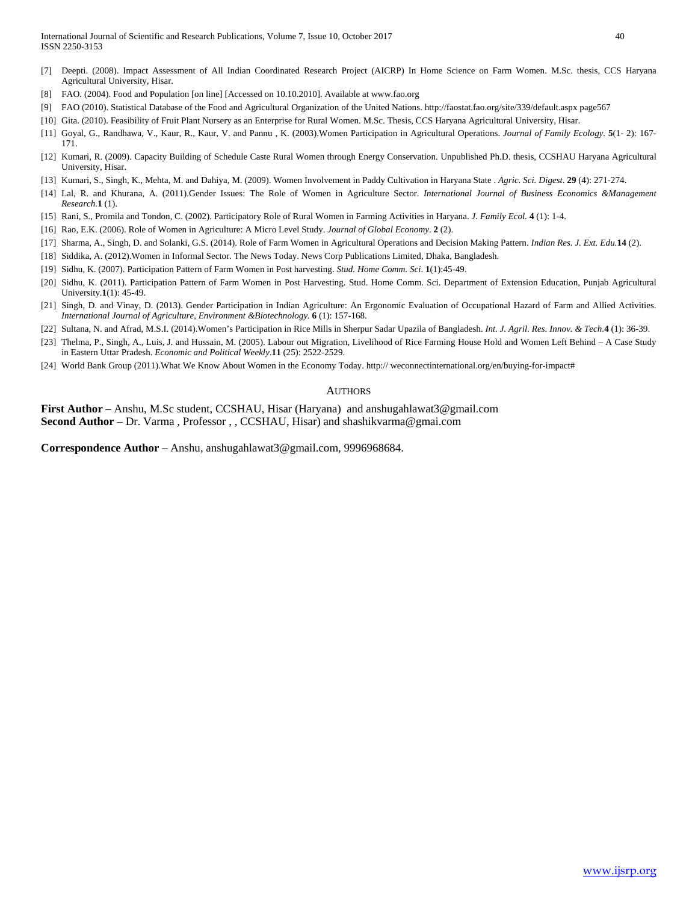[7] Deepti. (2008). Impact Assessment of All Indian Coordinated Research Project (AICRP) In Home Science on Farm Women. M.Sc. thesis, CCS Haryana Agricultural University, Hisar.

[8] FAO. (2004). Food and Population [on line] [Accessed on 10.10.2010]. Available at www.fao.org

[9] FAO (2010). Statistical Database of the Food and Agricultural Organization of the United Nations. http://faostat.fao.org/site/339/default.aspx page567

[10] Gita. (2010). Feasibility of Fruit Plant Nursery as an Enterprise for Rural Women. M.Sc. Thesis, CCS Haryana Agricultural University, Hisar.

[11] Goyal, G., Randhawa, V., Kaur, R., Kaur, V. and Pannu , K. (2003).Women Participation in Agricultural Operations. *Journal of Family Ecology.* **5**(1- 2): 167-171.

[12] Kumari, R. (2009). Capacity Building of Schedule Caste Rural Women through Energy Conservation. Unpublished Ph.D. thesis, CCSHAU Haryana Agricultural University, Hisar.

[13] Kumari, S., Singh, K., Mehta, M. and Dahiya, M. (2009). Women Involvement in Paddy Cultivation in Haryana State . *Agric. Sci. Digest*. **29** (4): 271-274.

[14] Lal, R. and Khurana, A. (2011).Gender Issues: The Role of Women in Agriculture Sector. *International Journal of Business Economics &Management Research.***1** (1).

[15] Rani, S., Promila and Tondon, C. (2002). Participatory Role of Rural Women in Farming Activities in Haryana. *J. Family Ecol.* **4** (1): 1-4.

[16] Rao, E.K. (2006). Role of Women in Agriculture: A Micro Level Study. *Journal of Global Economy*. **2** (2).

[17] Sharma, A., Singh, D. and Solanki, G.S. (2014). Role of Farm Women in Agricultural Operations and Decision Making Pattern. *Indian Res. J. Ext. Edu.***14** (2).

[18] Siddika, A. (2012).Women in Informal Sector. The News Today. News Corp Publications Limited, Dhaka, Bangladesh.

[19] Sidhu, K. (2007). Participation Pattern of Farm Women in Post harvesting. *Stud. Home Comm. Sci*. **1**(1):45-49.

[20] Sidhu, K. (2011). Participation Pattern of Farm Women in Post Harvesting. Stud. Home Comm. Sci. Department of Extension Education, Punjab Agricultural University.**1**(1): 45-49.

[21] Singh, D. and Vinay, D. (2013). Gender Participation in Indian Agriculture: An Ergonomic Evaluation of Occupational Hazard of Farm and Allied Activities. *International Journal of Agriculture, Environment &Biotechnology.* **6** (1): 157-168.

[22] Sultana, N. and Afrad, M.S.I. (2014).Women's Participation in Rice Mills in Sherpur Sadar Upazila of Bangladesh. *Int. J. Agril. Res. Innov. & Tech.***4** (1): 36-39.

[23] Thelma, P., Singh, A., Luis, J. and Hussain, M. (2005). Labour out Migration, Livelihood of Rice Farming House Hold and Women Left Behind – A Case Study in Eastern Uttar Pradesh. *Economic and Political Weekly*.**11** (25): 2522-2529.

[24] World Bank Group (2011).What We Know About Women in the Economy Today. http:// weconnectinternational.org/en/buying-for-impact#

## AUTHORS

**First Author** – Anshu, M.Sc student, CCSHAU, Hisar (Haryana) and anshugahlawat3@gmail.com
**Second Author** – Dr. Varma , Professor , , CCSHAU, Hisar) and shashikvarma@gmai.com

**Correspondence Author** – Anshu, anshugahlawat3@gmail.com, 9996968684.